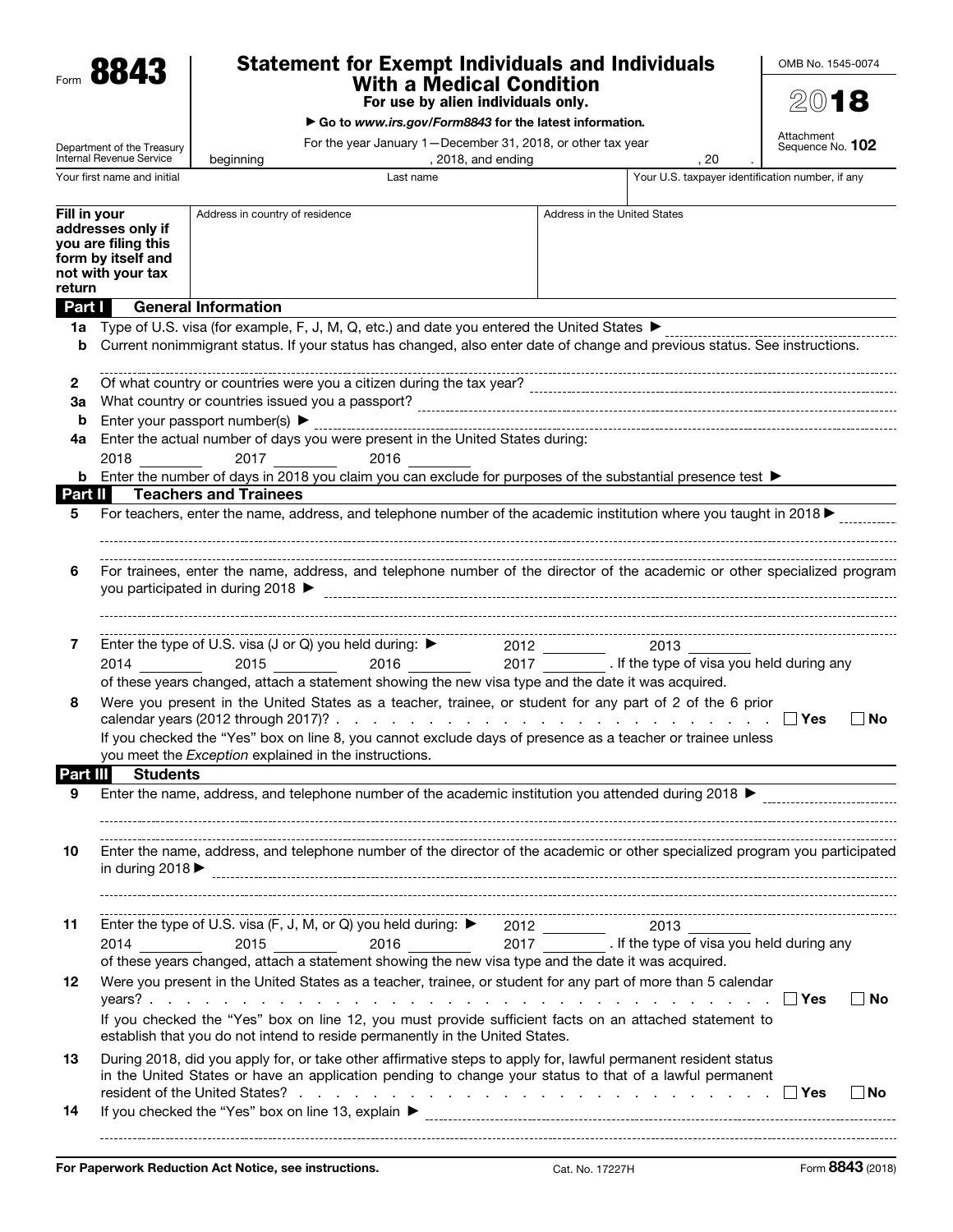Form **8843**

Department of the Treasury
Internal Revenue Service

# Statement for Exempt Individuals and Individuals With a Medical Condition

**For use by alien individuals only.**

▶ **Go to *www.irs.gov/Form8843* for the latest information.**

For the year January 1—December 31, 2018, or other tax year beginning , 2018, and ending , 20 .

OMB No. 1545-0074

**2018**

Attachment Sequence No. **102**

| Your first name and initial | Last name | Your U.S. taxpayer identification number, if any |
| --- | --- | --- |
| | | |

| **Fill in your addresses only if you are filing this form by itself and not with your tax return** | Address in country of residence | Address in the United States |
| --- | --- | --- |
| | | |

## Part I — General Information

**1a** Type of U.S. visa (for example, F, J, M, Q, etc.) and date you entered the United States ▶

**b** Current nonimmigrant status. If your status has changed, also enter date of change and previous status. See instructions.

**2** Of what country or countries were you a citizen during the tax year?

**3a** What country or countries issued you a passport?

**b** Enter your passport number(s) ▶

**4a** Enter the actual number of days you were present in the United States during:
2018 ________ 2017 ________ 2016 ________

**b** Enter the number of days in 2018 you claim you can exclude for purposes of the substantial presence test ▶

## Part II — Teachers and Trainees

**5** For teachers, enter the name, address, and telephone number of the academic institution where you taught in 2018 ▶

**6** For trainees, enter the name, address, and telephone number of the director of the academic or other specialized program you participated in during 2018 ▶

**7** Enter the type of U.S. visa (J or Q) you held during: ▶ 2012 ________ 2013 ________
2014 ________ 2015 ________ 2016 ________ 2017 ________ . If the type of visa you held during any of these years changed, attach a statement showing the new visa type and the date it was acquired.

**8** Were you present in the United States as a teacher, trainee, or student for any part of 2 of the 6 prior calendar years (2012 through 2017)? . . . . . . . . . . . . . . . . . . . . . . . . . . . . ☐ **Yes** ☐ **No**

If you checked the "Yes" box on line 8, you cannot exclude days of presence as a teacher or trainee unless you meet the *Exception* explained in the instructions.

## Part III — Students

**9** Enter the name, address, and telephone number of the academic institution you attended during 2018 ▶

**10** Enter the name, address, and telephone number of the director of the academic or other specialized program you participated in during 2018 ▶

**11** Enter the type of U.S. visa (F, J, M, or Q) you held during: ▶ 2012 ________ 2013 ________
2014 ________ 2015 ________ 2016 ________ 2017 ________ . If the type of visa you held during any of these years changed, attach a statement showing the new visa type and the date it was acquired.

**12** Were you present in the United States as a teacher, trainee, or student for any part of more than 5 calendar years? . . . . . . . . . . . . . . . . . . . . . . . . . . . . . . . . . . ☐ **Yes** ☐ **No**

If you checked the "Yes" box on line 12, you must provide sufficient facts on an attached statement to establish that you do not intend to reside permanently in the United States.

**13** During 2018, did you apply for, or take other affirmative steps to apply for, lawful permanent resident status in the United States or have an application pending to change your status to that of a lawful permanent resident of the United States? . . . . . . . . . . . . . . . . . . . . . . . . . . ☐ **Yes** ☐ **No**

**14** If you checked the "Yes" box on line 13, explain ▶

**For Paperwork Reduction Act Notice, see instructions.** Cat. No. 17227H Form **8843** (2018)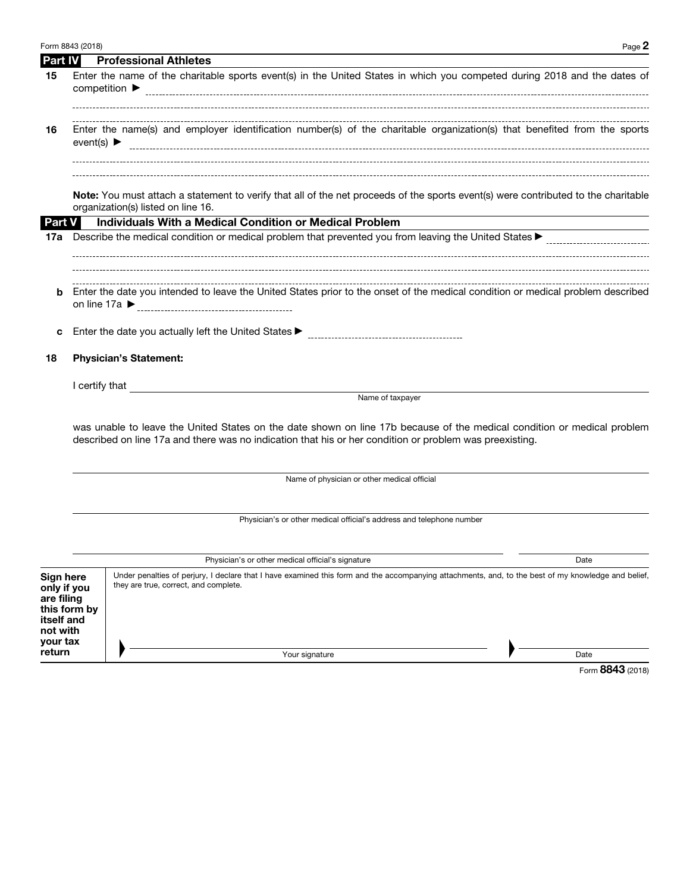## Part IV Professional Athletes

**15** Enter the name of the charitable sports event(s) in the United States in which you competed during 2018 and the dates of competition ▶

**16** Enter the name(s) and employer identification number(s) of the charitable organization(s) that benefited from the sports event(s) ▶

**Note:** You must attach a statement to verify that all of the net proceeds of the sports event(s) were contributed to the charitable organization(s) listed on line 16.

## Part V Individuals With a Medical Condition or Medical Problem

**17a** Describe the medical condition or medical problem that prevented you from leaving the United States ▶

**b** Enter the date you intended to leave the United States prior to the onset of the medical condition or medical problem described on line 17a ▶

**c** Enter the date you actually left the United States ▶

**18 Physician's Statement:**

I certify that ______________________________

Name of taxpayer

was unable to leave the United States on the date shown on line 17b because of the medical condition or medical problem described on line 17a and there was no indication that his or her condition or problem was preexisting.

______________________________

Name of physician or other medical official

______________________________

Physician's or other medical official's address and telephone number

______________________________ ______________

Physician's or other medical official's signature Date

**Sign here only if you are filing this form by itself and not with your tax return**

Under penalties of perjury, I declare that I have examined this form and the accompanying attachments, and, to the best of my knowledge and belief, they are true, correct, and complete.

▶ ______________________________ ▶ ______________

Your signature Date

Form **8843** (2018)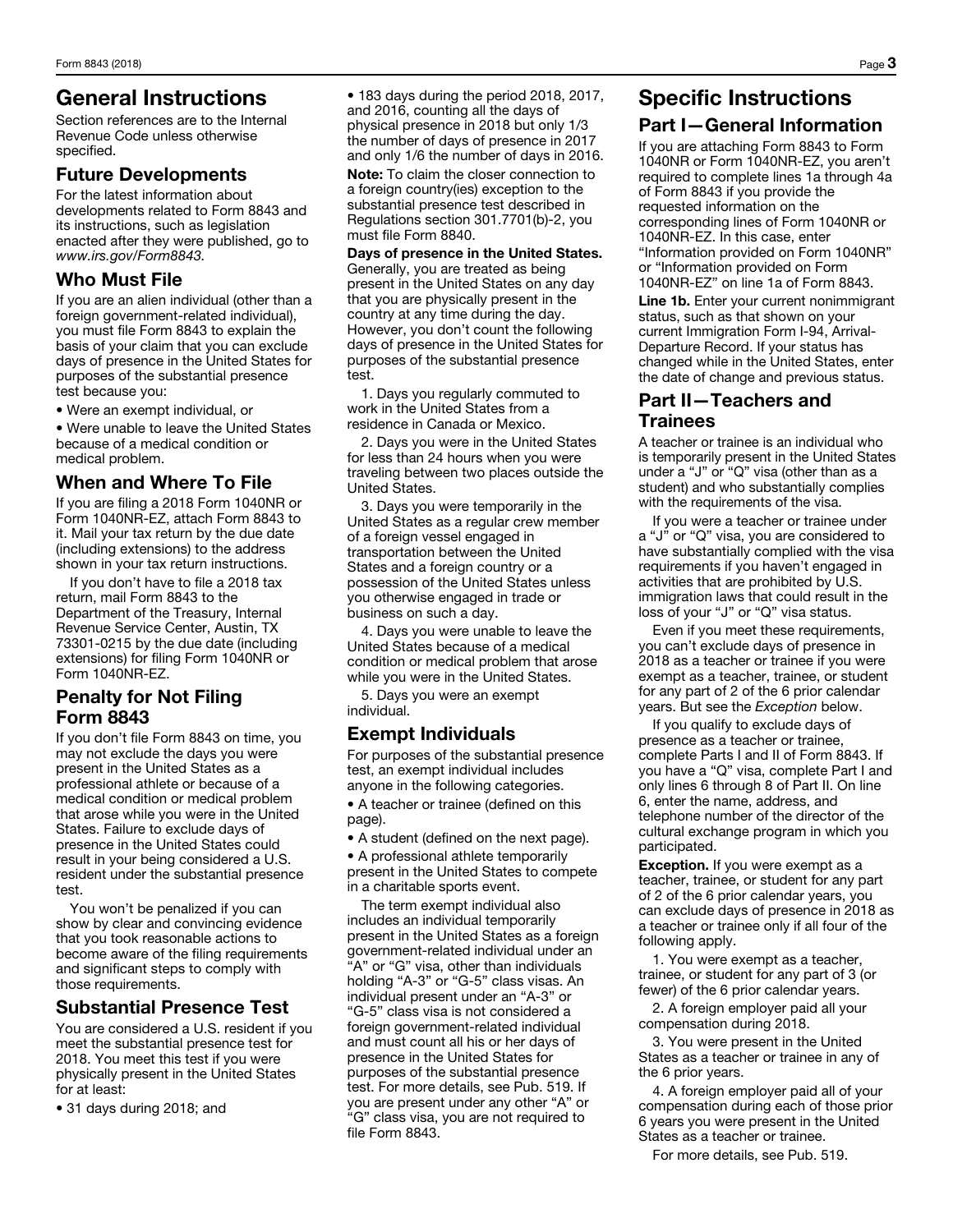# General Instructions

Section references are to the Internal Revenue Code unless otherwise specified.

## Future Developments

For the latest information about developments related to Form 8843 and its instructions, such as legislation enacted after they were published, go to *www.irs.gov/Form8843.*

## Who Must File

If you are an alien individual (other than a foreign government-related individual), you must file Form 8843 to explain the basis of your claim that you can exclude days of presence in the United States for purposes of the substantial presence test because you:

- Were an exempt individual, or
- Were unable to leave the United States because of a medical condition or medical problem.

## When and Where To File

If you are filing a 2018 Form 1040NR or Form 1040NR-EZ, attach Form 8843 to it. Mail your tax return by the due date (including extensions) to the address shown in your tax return instructions.

If you don't have to file a 2018 tax return, mail Form 8843 to the Department of the Treasury, Internal Revenue Service Center, Austin, TX 73301-0215 by the due date (including extensions) for filing Form 1040NR or Form 1040NR-EZ.

## Penalty for Not Filing Form 8843

If you don't file Form 8843 on time, you may not exclude the days you were present in the United States as a professional athlete or because of a medical condition or medical problem that arose while you were in the United States. Failure to exclude days of presence in the United States could result in your being considered a U.S. resident under the substantial presence test.

You won't be penalized if you can show by clear and convincing evidence that you took reasonable actions to become aware of the filing requirements and significant steps to comply with those requirements.

## Substantial Presence Test

You are considered a U.S. resident if you meet the substantial presence test for 2018. You meet this test if you were physically present in the United States for at least:

- 31 days during 2018; and
- 183 days during the period 2018, 2017, and 2016, counting all the days of physical presence in 2018 but only 1/3 the number of days of presence in 2017 and only 1/6 the number of days in 2016.

**Note:** To claim the closer connection to a foreign country(ies) exception to the substantial presence test described in Regulations section 301.7701(b)-2, you must file Form 8840.

**Days of presence in the United States.** Generally, you are treated as being present in the United States on any day that you are physically present in the country at any time during the day. However, you don't count the following days of presence in the United States for purposes of the substantial presence test.

1. Days you regularly commuted to work in the United States from a residence in Canada or Mexico.

2. Days you were in the United States for less than 24 hours when you were traveling between two places outside the United States.

3. Days you were temporarily in the United States as a regular crew member of a foreign vessel engaged in transportation between the United States and a foreign country or a possession of the United States unless you otherwise engaged in trade or business on such a day.

4. Days you were unable to leave the United States because of a medical condition or medical problem that arose while you were in the United States.

5. Days you were an exempt individual.

## Exempt Individuals

For purposes of the substantial presence test, an exempt individual includes anyone in the following categories.

- A teacher or trainee (defined on this page).
- A student (defined on the next page).
- A professional athlete temporarily present in the United States to compete in a charitable sports event.

The term exempt individual also includes an individual temporarily present in the United States as a foreign government-related individual under an "A" or "G" visa, other than individuals holding "A-3" or "G-5" class visas. An individual present under an "A-3" or "G-5" class visa is not considered a foreign government-related individual and must count all his or her days of presence in the United States for purposes of the substantial presence test. For more details, see Pub. 519. If you are present under any other "A" or "G" class visa, you are not required to file Form 8843.

# Specific Instructions

## Part I—General Information

If you are attaching Form 8843 to Form 1040NR or Form 1040NR-EZ, you aren't required to complete lines 1a through 4a of Form 8843 if you provide the requested information on the corresponding lines of Form 1040NR or 1040NR-EZ. In this case, enter "Information provided on Form 1040NR" or "Information provided on Form 1040NR-EZ" on line 1a of Form 8843.

**Line 1b.** Enter your current nonimmigrant status, such as that shown on your current Immigration Form I-94, Arrival-Departure Record. If your status has changed while in the United States, enter the date of change and previous status.

## Part II—Teachers and Trainees

A teacher or trainee is an individual who is temporarily present in the United States under a "J" or "Q" visa (other than as a student) and who substantially complies with the requirements of the visa.

If you were a teacher or trainee under a "J" or "Q" visa, you are considered to have substantially complied with the visa requirements if you haven't engaged in activities that are prohibited by U.S. immigration laws that could result in the loss of your "J" or "Q" visa status.

Even if you meet these requirements, you can't exclude days of presence in 2018 as a teacher or trainee if you were exempt as a teacher, trainee, or student for any part of 2 of the 6 prior calendar years. But see the *Exception* below.

If you qualify to exclude days of presence as a teacher or trainee, complete Parts I and II of Form 8843. If you have a "Q" visa, complete Part I and only lines 6 through 8 of Part II. On line 6, enter the name, address, and telephone number of the director of the cultural exchange program in which you participated.

**Exception.** If you were exempt as a teacher, trainee, or student for any part of 2 of the 6 prior calendar years, you can exclude days of presence in 2018 as a teacher or trainee only if all four of the following apply.

1. You were exempt as a teacher, trainee, or student for any part of 3 (or fewer) of the 6 prior calendar years.

2. A foreign employer paid all your compensation during 2018.

3. You were present in the United States as a teacher or trainee in any of the 6 prior years.

4. A foreign employer paid all of your compensation during each of those prior 6 years you were present in the United States as a teacher or trainee.

For more details, see Pub. 519.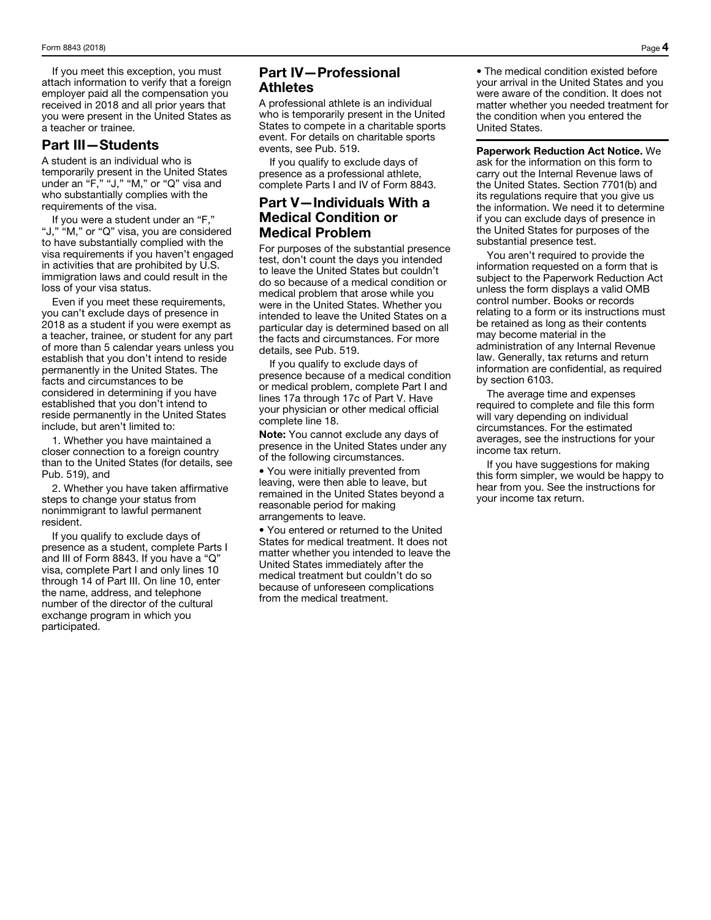If you meet this exception, you must attach information to verify that a foreign employer paid all the compensation you received in 2018 and all prior years that you were present in the United States as a teacher or trainee.

## Part III—Students

A student is an individual who is temporarily present in the United States under an "F," "J," "M," or "Q" visa and who substantially complies with the requirements of the visa.

If you were a student under an "F," "J," "M," or "Q" visa, you are considered to have substantially complied with the visa requirements if you haven't engaged in activities that are prohibited by U.S. immigration laws and could result in the loss of your visa status.

Even if you meet these requirements, you can't exclude days of presence in 2018 as a student if you were exempt as a teacher, trainee, or student for any part of more than 5 calendar years unless you establish that you don't intend to reside permanently in the United States. The facts and circumstances to be considered in determining if you have established that you don't intend to reside permanently in the United States include, but aren't limited to:

1. Whether you have maintained a closer connection to a foreign country than to the United States (for details, see Pub. 519), and

2. Whether you have taken affirmative steps to change your status from nonimmigrant to lawful permanent resident.

If you qualify to exclude days of presence as a student, complete Parts I and III of Form 8843. If you have a "Q" visa, complete Part I and only lines 10 through 14 of Part III. On line 10, enter the name, address, and telephone number of the director of the cultural exchange program in which you participated.

## Part IV—Professional Athletes

A professional athlete is an individual who is temporarily present in the United States to compete in a charitable sports event. For details on charitable sports events, see Pub. 519.

If you qualify to exclude days of presence as a professional athlete, complete Parts I and IV of Form 8843.

## Part V—Individuals With a Medical Condition or Medical Problem

For purposes of the substantial presence test, don't count the days you intended to leave the United States but couldn't do so because of a medical condition or medical problem that arose while you were in the United States. Whether you intended to leave the United States on a particular day is determined based on all the facts and circumstances. For more details, see Pub. 519.

If you qualify to exclude days of presence because of a medical condition or medical problem, complete Part I and lines 17a through 17c of Part V. Have your physician or other medical official complete line 18.

**Note:** You cannot exclude any days of presence in the United States under any of the following circumstances.

- You were initially prevented from leaving, were then able to leave, but remained in the United States beyond a reasonable period for making arrangements to leave.
- You entered or returned to the United States for medical treatment. It does not matter whether you intended to leave the United States immediately after the medical treatment but couldn't do so because of unforeseen complications from the medical treatment.
- The medical condition existed before your arrival in the United States and you were aware of the condition. It does not matter whether you needed treatment for the condition when you entered the United States.

**Paperwork Reduction Act Notice.** We ask for the information on this form to carry out the Internal Revenue laws of the United States. Section 7701(b) and its regulations require that you give us the information. We need it to determine if you can exclude days of presence in the United States for purposes of the substantial presence test.

You aren't required to provide the information requested on a form that is subject to the Paperwork Reduction Act unless the form displays a valid OMB control number. Books or records relating to a form or its instructions must be retained as long as their contents may become material in the administration of any Internal Revenue law. Generally, tax returns and return information are confidential, as required by section 6103.

The average time and expenses required to complete and file this form will vary depending on individual circumstances. For the estimated averages, see the instructions for your income tax return.

If you have suggestions for making this form simpler, we would be happy to hear from you. See the instructions for your income tax return.